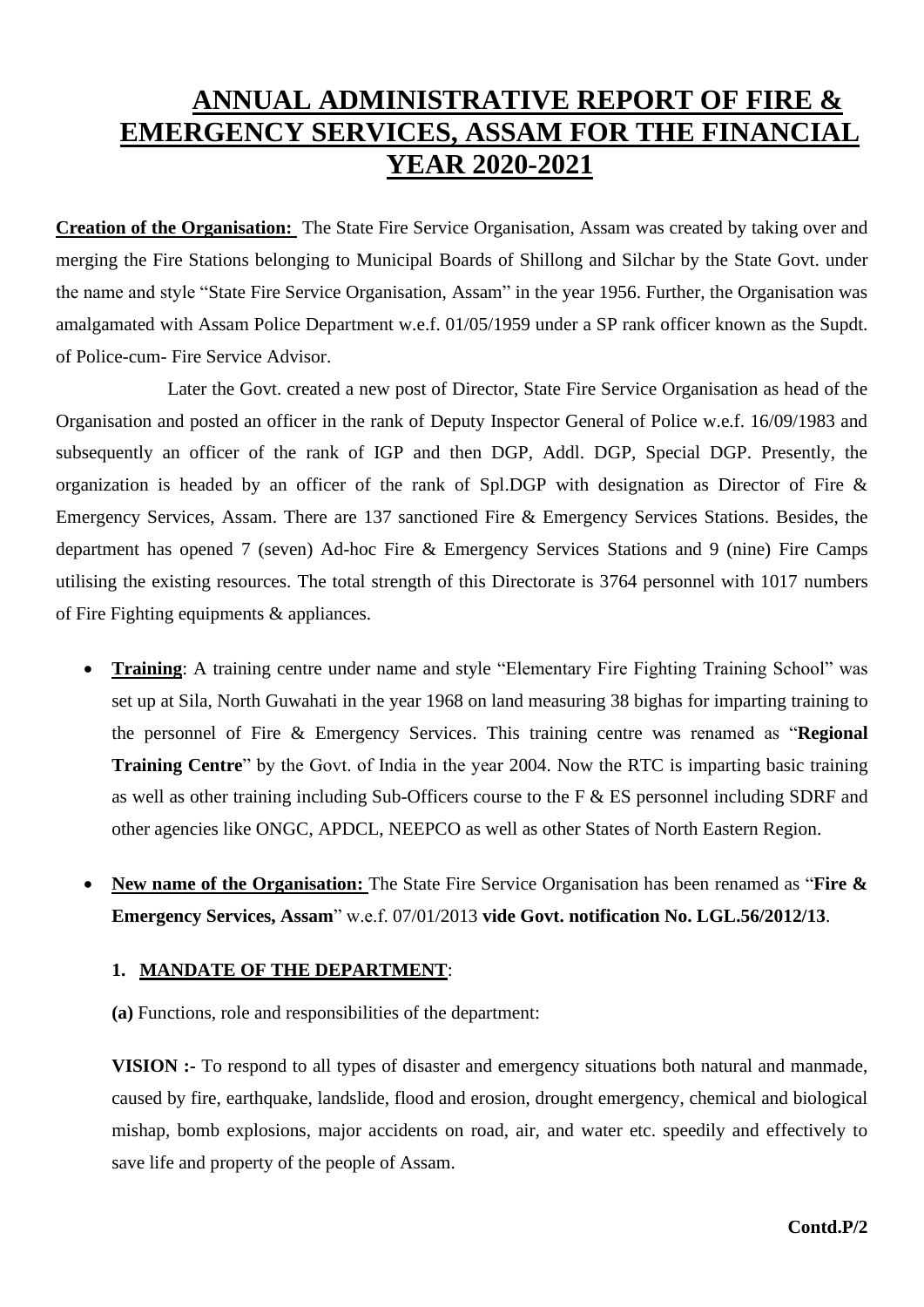# ANNUAL ADMINISTRATIVE REPORT OF FIRE & EMERGENCY SERVICES, ASSAM FOR THE FINANCIAL YEAR 2020-2021

**Creation of the Organisation:** The State Fire Service Organisation, Assam was created by taking over and merging the Fire Stations belonging to Municipal Boards of Shillong and Silchar by the State Govt. under the name and style "State Fire Service Organisation, Assam" in the year 1956. Further, the Organisation was amalgamated with Assam Police Department w.e.f. 01/05/1959 under a SP rank officer known as the Supdt. of Police-cum- Fire Service Advisor.

Later the Govt. created a new post of Director, State Fire Service Organisation as head of the Organisation and posted an officer in the rank of Deputy Inspector General of Police w.e.f. 16/09/1983 and subsequently an officer of the rank of IGP and then DGP, Addl. DGP, Special DGP. Presently, the organization is headed by an officer of the rank of Spl.DGP with designation as Director of Fire & Emergency Services, Assam. There are 137 sanctioned Fire & Emergency Services Stations. Besides, the department has opened 7 (seven) Ad-hoc Fire & Emergency Services Stations and 9 (nine) Fire Camps utilising the existing resources. The total strength of this Directorate is 3764 personnel with 1017 numbers of Fire Fighting equipments & appliances.

- **Training**: A training centre under name and style "Elementary Fire Fighting Training School" was set up at Sila, North Guwahati in the year 1968 on land measuring 38 bighas for imparting training to the personnel of Fire & Emergency Services. This training centre was renamed as "**Regional Training Centre**" by the Govt. of India in the year 2004. Now the RTC is imparting basic training as well as other training including Sub-Officers course to the F & ES personnel including SDRF and other agencies like ONGC, APDCL, NEEPCO as well as other States of North Eastern Region.

- **New name of the Organisation:** The State Fire Service Organisation has been renamed as "**Fire & Emergency Services, Assam**" w.e.f. 07/01/2013 **vide Govt. notification No. LGL.56/2012/13**.

## 1. MANDATE OF THE DEPARTMENT:

**(a)** Functions, role and responsibilities of the department:

**VISION :-** To respond to all types of disaster and emergency situations both natural and manmade, caused by fire, earthquake, landslide, flood and erosion, drought emergency, chemical and biological mishap, bomb explosions, major accidents on road, air, and water etc. speedily and effectively to save life and property of the people of Assam.

**Contd.P/2**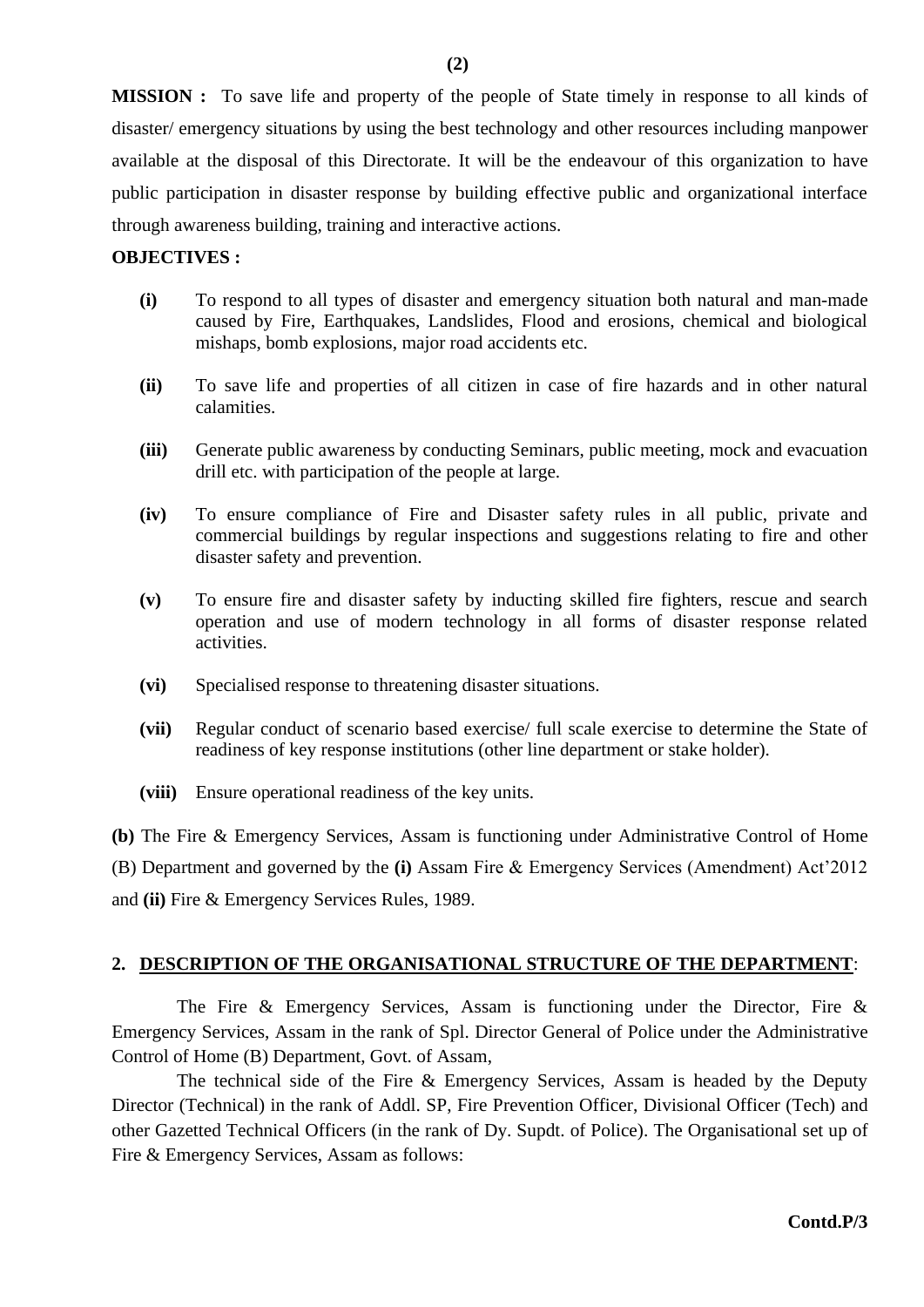**MISSION :** To save life and property of the people of State timely in response to all kinds of disaster/ emergency situations by using the best technology and other resources including manpower available at the disposal of this Directorate. It will be the endeavour of this organization to have public participation in disaster response by building effective public and organizational interface through awareness building, training and interactive actions.

**OBJECTIVES :**

**(i)** To respond to all types of disaster and emergency situation both natural and man-made caused by Fire, Earthquakes, Landslides, Flood and erosions, chemical and biological mishaps, bomb explosions, major road accidents etc.

**(ii)** To save life and properties of all citizen in case of fire hazards and in other natural calamities.

**(iii)** Generate public awareness by conducting Seminars, public meeting, mock and evacuation drill etc. with participation of the people at large.

**(iv)** To ensure compliance of Fire and Disaster safety rules in all public, private and commercial buildings by regular inspections and suggestions relating to fire and other disaster safety and prevention.

**(v)** To ensure fire and disaster safety by inducting skilled fire fighters, rescue and search operation and use of modern technology in all forms of disaster response related activities.

**(vi)** Specialised response to threatening disaster situations.

**(vii)** Regular conduct of scenario based exercise/ full scale exercise to determine the State of readiness of key response institutions (other line department or stake holder).

**(viii)** Ensure operational readiness of the key units.

**(b)** The Fire & Emergency Services, Assam is functioning under Administrative Control of Home (B) Department and governed by the **(i)** Assam Fire & Emergency Services (Amendment) Act'2012 and **(ii)** Fire & Emergency Services Rules, 1989.

## 2. DESCRIPTION OF THE ORGANISATIONAL STRUCTURE OF THE DEPARTMENT:

The Fire & Emergency Services, Assam is functioning under the Director, Fire & Emergency Services, Assam in the rank of Spl. Director General of Police under the Administrative Control of Home (B) Department, Govt. of Assam,

The technical side of the Fire & Emergency Services, Assam is headed by the Deputy Director (Technical) in the rank of Addl. SP, Fire Prevention Officer, Divisional Officer (Tech) and other Gazetted Technical Officers (in the rank of Dy. Supdt. of Police). The Organisational set up of Fire & Emergency Services, Assam as follows:

**Contd.P/3**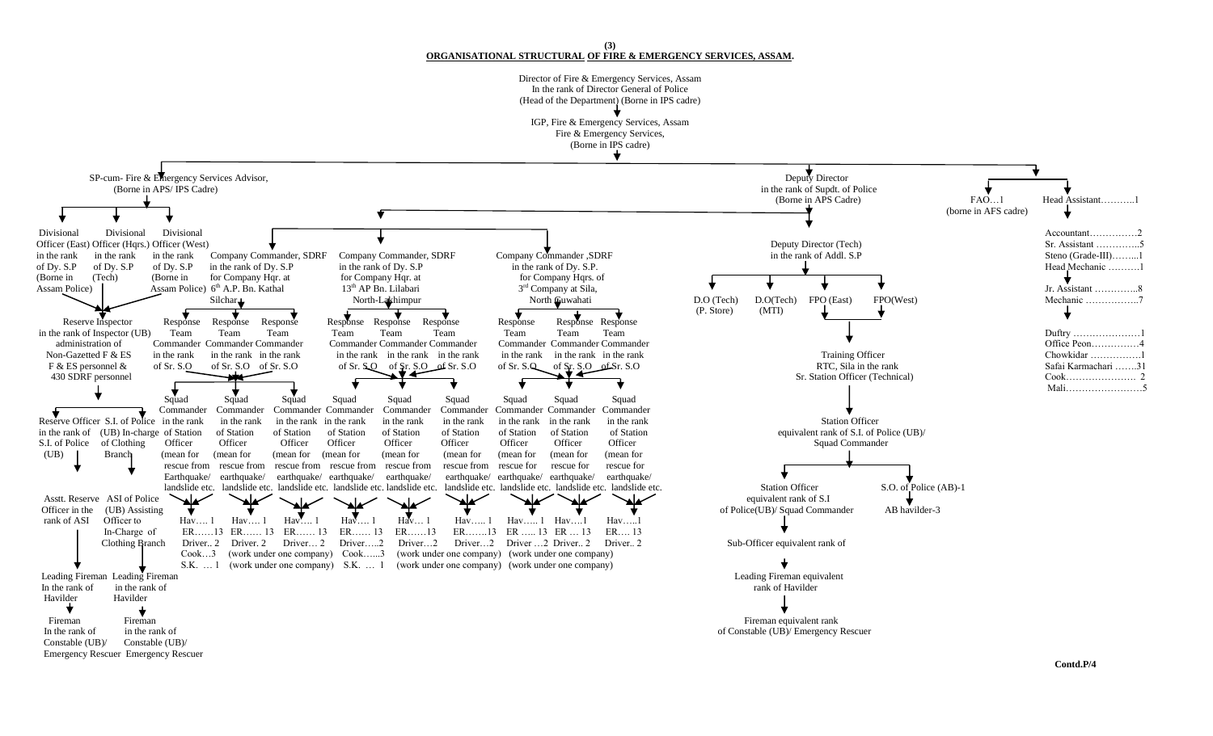**(3)**

## ORGANISATIONAL STRUCTURAL OF FIRE & EMERGENCY SERVICES, ASSAM.

Director of Fire & Emergency Services, Assam
In the rank of Director General of Police
(Head of the Department) (Borne in IPS cadre)

↓

IGP, Fire & Emergency Services, Assam
Fire & Emergency Services,
(Borne in IPS cadre)

↓

### SP-cum- Fire & Emergency Services Advisor, (Borne in APS/ IPS Cadre)

- Divisional Officer (East) in the rank of Dy. S.P (Borne in Assam Police)
- Divisional Officer (Hqrs.) in the rank of Dy. S.P (Tech)
- Divisional Officer (West) in the rank of Dy. S.P (Borne in Assam Police)

↓

Reserve Inspector in the rank of Inspector (UB) administration of Non-Gazetted F & ES personnel & 430 SDRF personnel

↓

- Reserve Officer in the rank of S.I. of Police (UB)
  - ↓ Asstt. Reserve Officer in the rank of ASI
  - ↓ Leading Fireman In the rank of Havilder
  - ↓ Fireman In the rank of Constable (UB)/ Emergency Rescuer
- S.I. of Police (UB) In-charge of Clothing Branch
  - ↓ ASI of Police (UB) Assisting Officer to In-Charge of Clothing Branch
  - ↓ Leading Fireman in the rank of Havilder
  - ↓ Fireman in the rank of Constable (UB)/ Emergency Rescuer

### Company Commander, SDRF in the rank of Dy. S.P for Company Hqr. at 6th A.P. Bn. Kathal Silchar

↓

Response Team Commander in the rank of Sr. S.O (×3)

↓

Squad Commander in the rank of Station Officer (mean for rescue from Earthquake/ landslide etc. (×3)

↓

- Hav…. 1, ER……13, Driver.. 2, Cook…3, S.K. … 1
- Hav…. 1, ER…… 13, Driver. 2 (work under one company) (work under one company)
- Hav…. 1, ER…… 13, Driver… 2

### Company Commander, SDRF in the rank of Dy. S.P for Company Hqr. at 13th AP Bn. Lilabari North-Lakhimpur

↓

Response Team Commander in the rank of Sr. S.O (×3)

↓

Squad Commander in the rank of Station Officer (mean for rescue from Earthquake/ landslide etc. (×3)

↓

- Hav…. 1, ER…… 13, Driver…..2, Cook…..3, S.K. … 1
- Hav… 1, ER……13, Driver…2 (work under one company) (work under one company)
- Hav….. 1, ER…….13, Driver…2

### Company Commander ,SDRF in the rank of Dy. S.P. for Company Hqrs. of 3rd Company at Sila, North Guwahati

↓

Response Team Commander in the rank of Sr. S.O (×3)

↓

Squad Commander in the rank of Station Officer (mean for rescue for earthquake/ landslide etc. (×3)

↓

- Hav….. 1, ER ….. 13, Driver …2 (work under one company) (work under one company)
- Hav….1, ER … 13, Driver.. 2
- Hav…..1, ER…. 13, Driver.. 2

### Deputy Director in the rank of Supdt. of Police (Borne in APS Cadre)

↓

Deputy Director (Tech) in the rank of Addl. S.P

↓

- D.O (Tech) (P. Store)
- D.O(Tech) (MTI)
- FPO (East)
- FPO(West)

↓

Training Officer RTC, Sila in the rank Sr. Station Officer (Technical)

↓

Station Officer equivalent rank of S.I. of Police (UB)/ Squad Commander

↓

- Station Officer equivalent rank of S.I of Police(UB)/ Squad Commander
  - ↓ Sub-Officer equivalent rank of
  - ↓ Leading Fireman equivalent rank of Havilder
  - ↓ Fireman equivalent rank of Constable (UB)/ Emergency Rescuer
- S.O. of Police (AB)-1
  - ↓ AB havilder-3

### FAO…1 (borne in AFS cadre)

### Head Assistant………..1

↓

- Accountant……………2
- Sr. Assistant …………..5
- Steno (Grade-III)……...1
- Head Mechanic ……….1

↓

- Jr. Assistant …………..8
- Mechanic ……………..7

↓

- Duftry …………………1
- Office Peon……………4
- Chowkidar …………….1
- Safai Karmachari …….31
- Cook…………………. 2
- Mali……………………5

**Contd.P/4**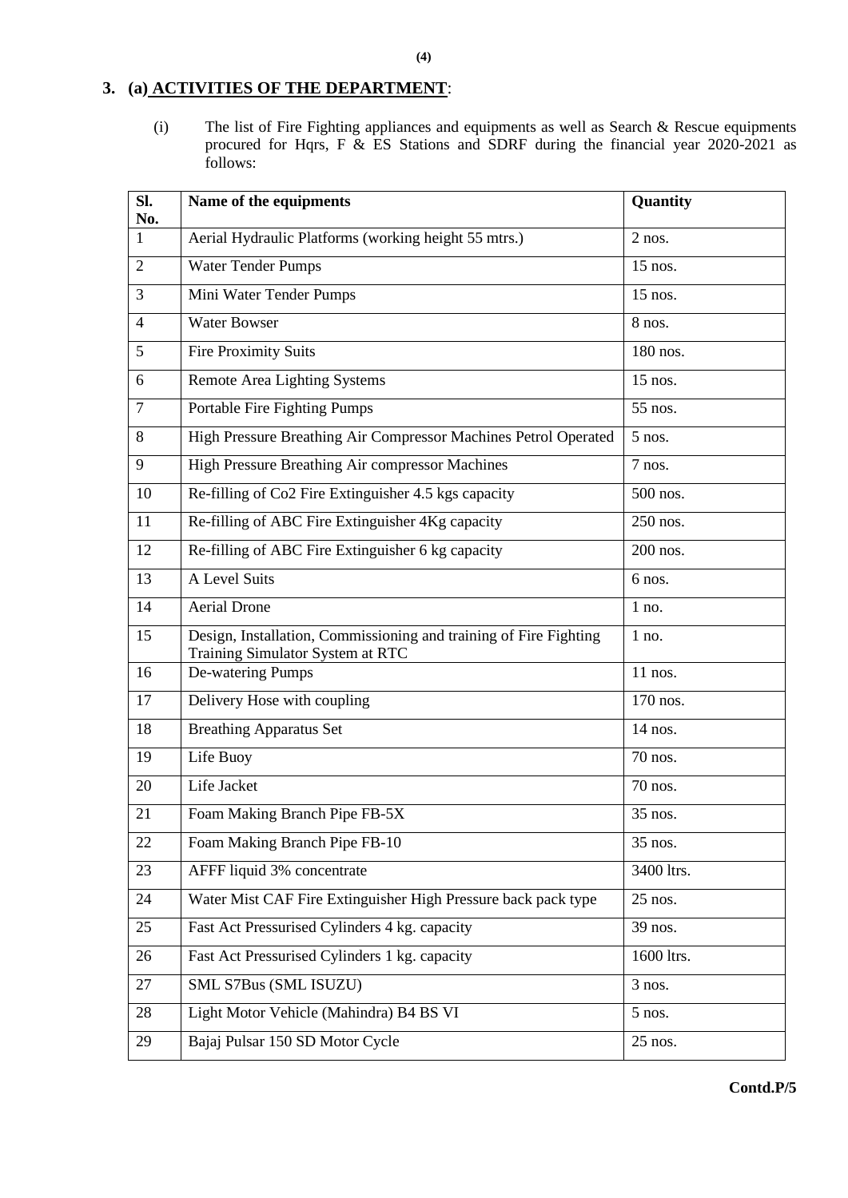## 3. (a) ACTIVITIES OF THE DEPARTMENT:

(i) The list of Fire Fighting appliances and equipments as well as Search & Rescue equipments procured for Hqrs, F & ES Stations and SDRF during the financial year 2020-2021 as follows:

| Sl. No. | Name of the equipments | Quantity |
|---|---|---|
| 1 | Aerial Hydraulic Platforms (working height 55 mtrs.) | 2 nos. |
| 2 | Water Tender Pumps | 15 nos. |
| 3 | Mini Water Tender Pumps | 15 nos. |
| 4 | Water Bowser | 8 nos. |
| 5 | Fire Proximity Suits | 180 nos. |
| 6 | Remote Area Lighting Systems | 15 nos. |
| 7 | Portable Fire Fighting Pumps | 55 nos. |
| 8 | High Pressure Breathing Air Compressor Machines Petrol Operated | 5 nos. |
| 9 | High Pressure Breathing Air compressor Machines | 7 nos. |
| 10 | Re-filling of Co2 Fire Extinguisher 4.5 kgs capacity | 500 nos. |
| 11 | Re-filling of ABC Fire Extinguisher 4Kg capacity | 250 nos. |
| 12 | Re-filling of ABC Fire Extinguisher 6 kg capacity | 200 nos. |
| 13 | A Level Suits | 6 nos. |
| 14 | Aerial Drone | 1 no. |
| 15 | Design, Installation, Commissioning and training of Fire Fighting Training Simulator System at RTC | 1 no. |
| 16 | De-watering Pumps | 11 nos. |
| 17 | Delivery Hose with coupling | 170 nos. |
| 18 | Breathing Apparatus Set | 14 nos. |
| 19 | Life Buoy | 70 nos. |
| 20 | Life Jacket | 70 nos. |
| 21 | Foam Making Branch Pipe FB-5X | 35 nos. |
| 22 | Foam Making Branch Pipe FB-10 | 35 nos. |
| 23 | AFFF liquid 3% concentrate | 3400 ltrs. |
| 24 | Water Mist CAF Fire Extinguisher High Pressure back pack type | 25 nos. |
| 25 | Fast Act Pressurised Cylinders 4 kg. capacity | 39 nos. |
| 26 | Fast Act Pressurised Cylinders 1 kg. capacity | 1600 ltrs. |
| 27 | SML S7Bus (SML ISUZU) | 3 nos. |
| 28 | Light Motor Vehicle (Mahindra) B4 BS VI | 5 nos. |
| 29 | Bajaj Pulsar 150 SD Motor Cycle | 25 nos. |

**Contd.P/5**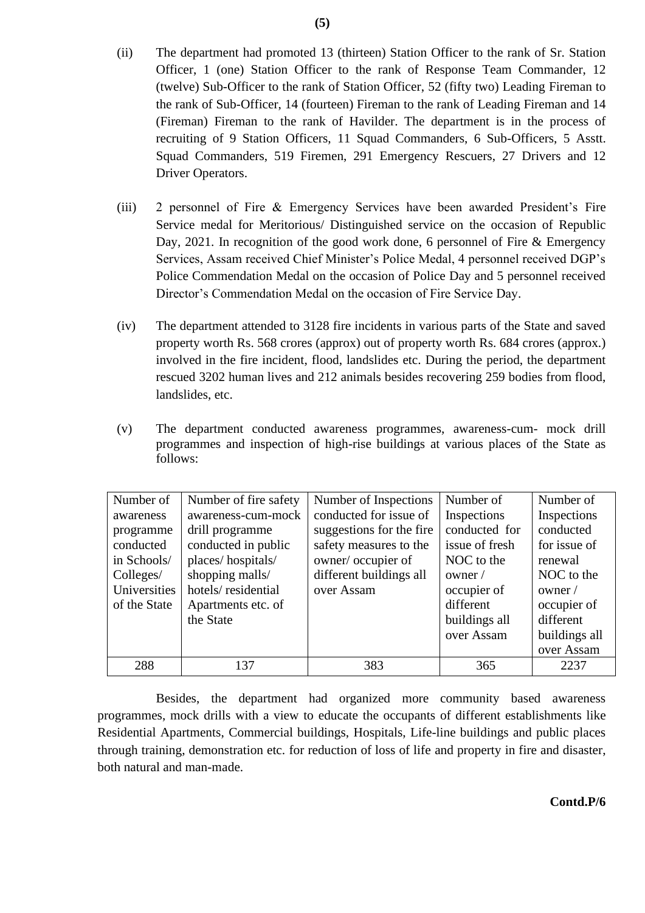(ii) The department had promoted 13 (thirteen) Station Officer to the rank of Sr. Station Officer, 1 (one) Station Officer to the rank of Response Team Commander, 12 (twelve) Sub-Officer to the rank of Station Officer, 52 (fifty two) Leading Fireman to the rank of Sub-Officer, 14 (fourteen) Fireman to the rank of Leading Fireman and 14 (Fireman) Fireman to the rank of Havilder. The department is in the process of recruiting of 9 Station Officers, 11 Squad Commanders, 6 Sub-Officers, 5 Asstt. Squad Commanders, 519 Firemen, 291 Emergency Rescuers, 27 Drivers and 12 Driver Operators.

(iii) 2 personnel of Fire & Emergency Services have been awarded President's Fire Service medal for Meritorious/ Distinguished service on the occasion of Republic Day, 2021. In recognition of the good work done, 6 personnel of Fire & Emergency Services, Assam received Chief Minister's Police Medal, 4 personnel received DGP's Police Commendation Medal on the occasion of Police Day and 5 personnel received Director's Commendation Medal on the occasion of Fire Service Day.

(iv) The department attended to 3128 fire incidents in various parts of the State and saved property worth Rs. 568 crores (approx) out of property worth Rs. 684 crores (approx.) involved in the fire incident, flood, landslides etc. During the period, the department rescued 3202 human lives and 212 animals besides recovering 259 bodies from flood, landslides, etc.

(v) The department conducted awareness programmes, awareness-cum- mock drill programmes and inspection of high-rise buildings at various places of the State as follows:

| Number of awareness programme conducted in Schools/ Colleges/ Universities of the State | Number of fire safety awareness-cum-mock drill programme conducted in public places/ hospitals/ shopping malls/ hotels/ residential Apartments etc. of the State | Number of Inspections conducted for issue of suggestions for the fire safety measures to the owner/ occupier of different buildings all over Assam | Number of Inspections conducted for issue of fresh NOC to the owner / occupier of different buildings all over Assam | Number of Inspections conducted for issue of renewal NOC to the owner / occupier of different buildings all over Assam |
|---|---|---|---|---|
| 288 | 137 | 383 | 365 | 2237 |

Besides, the department had organized more community based awareness programmes, mock drills with a view to educate the occupants of different establishments like Residential Apartments, Commercial buildings, Hospitals, Life-line buildings and public places through training, demonstration etc. for reduction of loss of life and property in fire and disaster, both natural and man-made.

**Contd.P/6**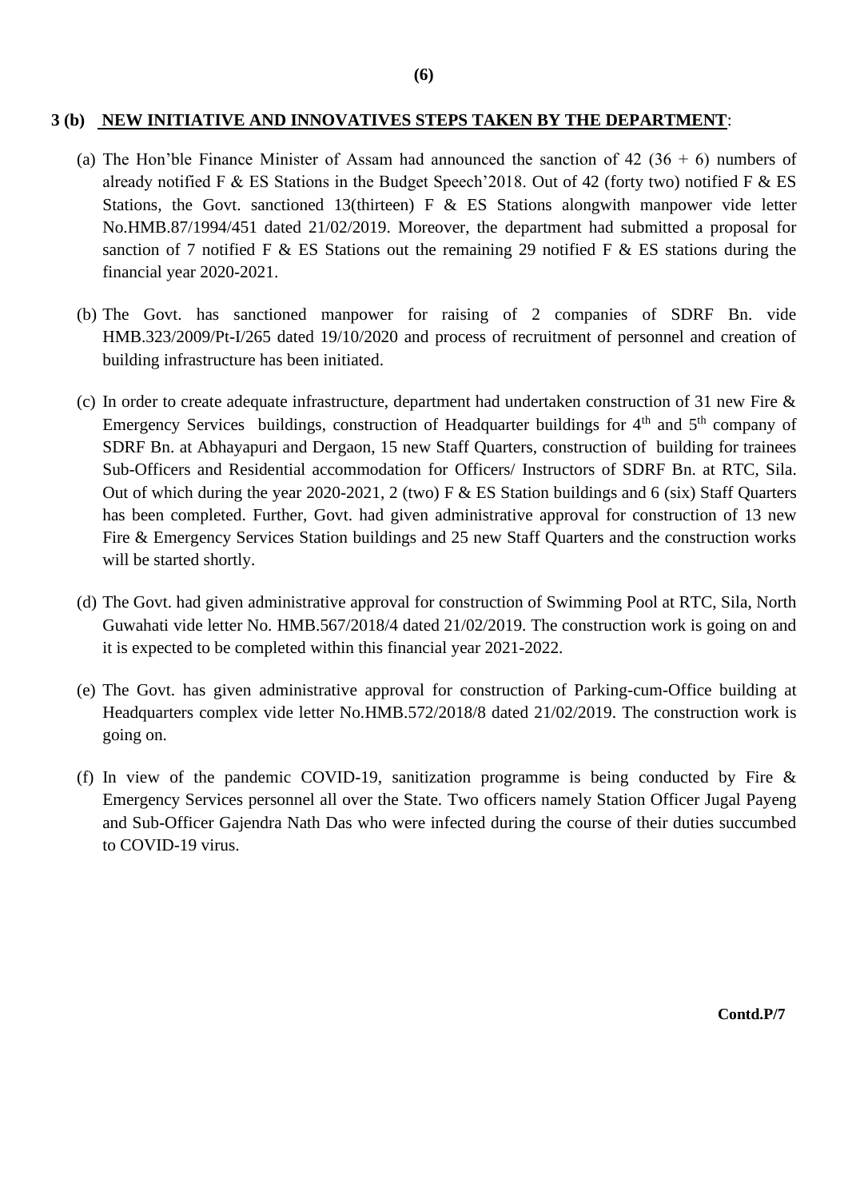## 3 (b) NEW INITIATIVE AND INNOVATIVES STEPS TAKEN BY THE DEPARTMENT:

(a) The Hon'ble Finance Minister of Assam had announced the sanction of 42 (36 + 6) numbers of already notified F & ES Stations in the Budget Speech'2018. Out of 42 (forty two) notified F & ES Stations, the Govt. sanctioned 13(thirteen) F & ES Stations alongwith manpower vide letter No.HMB.87/1994/451 dated 21/02/2019. Moreover, the department had submitted a proposal for sanction of 7 notified F & ES Stations out the remaining 29 notified F & ES stations during the financial year 2020-2021.

(b) The Govt. has sanctioned manpower for raising of 2 companies of SDRF Bn. vide HMB.323/2009/Pt-I/265 dated 19/10/2020 and process of recruitment of personnel and creation of building infrastructure has been initiated.

(c) In order to create adequate infrastructure, department had undertaken construction of 31 new Fire & Emergency Services buildings, construction of Headquarter buildings for 4th and 5th company of SDRF Bn. at Abhayapuri and Dergaon, 15 new Staff Quarters, construction of building for trainees Sub-Officers and Residential accommodation for Officers/ Instructors of SDRF Bn. at RTC, Sila. Out of which during the year 2020-2021, 2 (two) F & ES Station buildings and 6 (six) Staff Quarters has been completed. Further, Govt. had given administrative approval for construction of 13 new Fire & Emergency Services Station buildings and 25 new Staff Quarters and the construction works will be started shortly.

(d) The Govt. had given administrative approval for construction of Swimming Pool at RTC, Sila, North Guwahati vide letter No. HMB.567/2018/4 dated 21/02/2019. The construction work is going on and it is expected to be completed within this financial year 2021-2022.

(e) The Govt. has given administrative approval for construction of Parking-cum-Office building at Headquarters complex vide letter No.HMB.572/2018/8 dated 21/02/2019. The construction work is going on.

(f) In view of the pandemic COVID-19, sanitization programme is being conducted by Fire & Emergency Services personnel all over the State. Two officers namely Station Officer Jugal Payeng and Sub-Officer Gajendra Nath Das who were infected during the course of their duties succumbed to COVID-19 virus.

**Contd.P/7**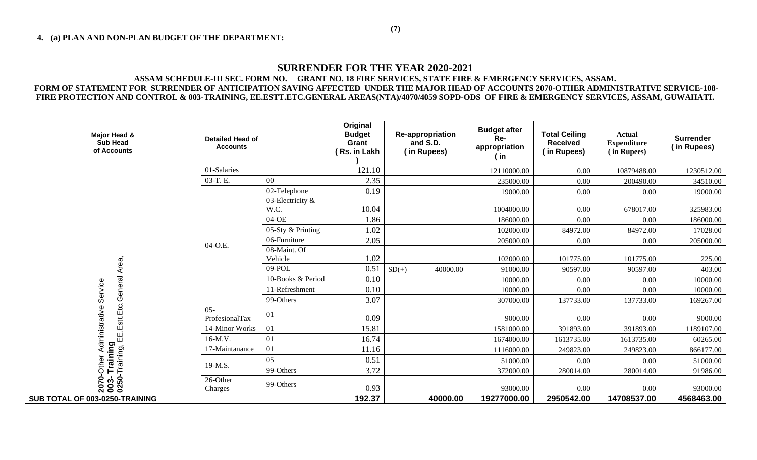**4. (a) PLAN AND NON-PLAN BUDGET OF THE DEPARTMENT:**

## SURRENDER FOR THE YEAR 2020-2021

**ASSAM SCHEDULE-III SEC. FORM NO. GRANT NO. 18 FIRE SERVICES, STATE FIRE & EMERGENCY SERVICES, ASSAM.**

**FORM OF STATEMENT FOR SURRENDER OF ANTICIPATION SAVING AFFECTED UNDER THE MAJOR HEAD OF ACCOUNTS 2070-OTHER ADMINISTRATIVE SERVICE-108-FIRE PROTECTION AND CONTROL & 003-TRAINING, EE.ESTT.ETC.GENERAL AREAS(NTA)/4070/4059 SOPD-ODS OF FIRE & EMERGENCY SERVICES, ASSAM, GUWAHATI.**

| Major Head & Sub Head of Accounts | Detailed Head of Accounts | | Original Budget Grant (Rs. in Lakh) | Re-appropriation and S.D. (in Rupees) | | Budget after Re-appropriation (in | Total Ceiling Received (in Rupees) | Actual Expenditure (in Rupees) | Surrender (in Rupees) |
|---|---|---|---|---|---|---|---|---|---|
| **2070**-Other Administrative Service **003- Training** **0250**-Training, EE.Estt.Etc.General Area, | 01-Salaries | | 121.10 | | | 12110000.00 | 0.00 | 10879488.00 | 1230512.00 |
| | 03-T. E. | 00 | 2.35 | | | 235000.00 | 0.00 | 200490.00 | 34510.00 |
| | 04-O.E. | 02-Telephone | 0.19 | | | 19000.00 | 0.00 | 0.00 | 19000.00 |
| | | 03-Electricity & W.C. | 10.04 | | | 1004000.00 | 0.00 | 678017.00 | 325983.00 |
| | | 04-OE | 1.86 | | | 186000.00 | 0.00 | 0.00 | 186000.00 |
| | | 05-Sty & Printing | 1.02 | | | 102000.00 | 84972.00 | 84972.00 | 17028.00 |
| | | 06-Furniture | 2.05 | | | 205000.00 | 0.00 | 0.00 | 205000.00 |
| | | 08-Maint. Of Vehicle | 1.02 | | | 102000.00 | 101775.00 | 101775.00 | 225.00 |
| | | 09-POL | 0.51 | SD(+) | 40000.00 | 91000.00 | 90597.00 | 90597.00 | 403.00 |
| | | 10-Books & Period | 0.10 | | | 10000.00 | 0.00 | 0.00 | 10000.00 |
| | | 11-Refreshment | 0.10 | | | 10000.00 | 0.00 | 0.00 | 10000.00 |
| | | 99-Others | 3.07 | | | 307000.00 | 137733.00 | 137733.00 | 169267.00 |
| | 05-ProfesionalTax | 01 | 0.09 | | | 9000.00 | 0.00 | 0.00 | 9000.00 |
| | 14-Minor Works | 01 | 15.81 | | | 1581000.00 | 391893.00 | 391893.00 | 1189107.00 |
| | 16-M.V. | 01 | 16.74 | | | 1674000.00 | 1613735.00 | 1613735.00 | 60265.00 |
| | 17-Maintanance | 01 | 11.16 | | | 1116000.00 | 249823.00 | 249823.00 | 866177.00 |
| | 19-M.S. | 05 | 0.51 | | | 51000.00 | 0.00 | 0.00 | 51000.00 |
| | | 99-Others | 3.72 | | | 372000.00 | 280014.00 | 280014.00 | 91986.00 |
| | 26-Other Charges | 99-Others | 0.93 | | | 93000.00 | 0.00 | 0.00 | 93000.00 |
| **SUB TOTAL OF 003-0250-TRAINING** | | | **192.37** | | **40000.00** | **19277000.00** | **2950542.00** | **14708537.00** | **4568463.00** |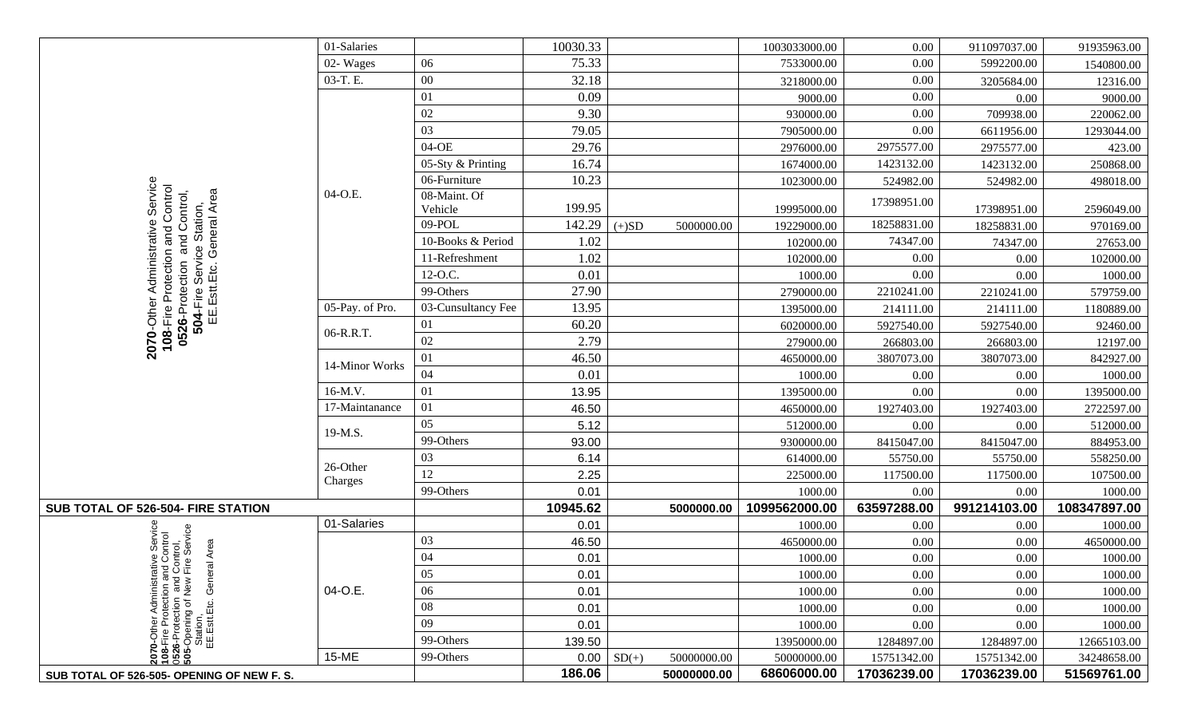| | | | | | | | | |
|---|---|---|---|---|---|---|---|---|
| **2070**-Other Administrative Service **108**-Fire Protection and Control **0526**-Protection and Control, **504**-Fire Service Station, EE.Estt.Etc. General Area | 01-Salaries | | 10030.33 | | 1003033000.00 | 0.00 | 911097037.00 | 91935963.00 |
| | 02- Wages | 06 | 75.33 | | 7533000.00 | 0.00 | 5992200.00 | 1540800.00 |
| | 03-T. E. | 00 | 32.18 | | 3218000.00 | 0.00 | 3205684.00 | 12316.00 |
| | 04-O.E. | 01 | 0.09 | | 9000.00 | 0.00 | 0.00 | 9000.00 |
| | | 02 | 9.30 | | 930000.00 | 0.00 | 709938.00 | 220062.00 |
| | | 03 | 79.05 | | 7905000.00 | 0.00 | 6611956.00 | 1293044.00 |
| | | 04-OE | 29.76 | | 2976000.00 | 2975577.00 | 2975577.00 | 423.00 |
| | | 05-Sty & Printing | 16.74 | | 1674000.00 | 1423132.00 | 1423132.00 | 250868.00 |
| | | 06-Furniture | 10.23 | | 1023000.00 | 524982.00 | 524982.00 | 498018.00 |
| | | 08-Maint. Of Vehicle | 199.95 | | 19995000.00 | 17398951.00 | 17398951.00 | 2596049.00 |
| | | 09-POL | 142.29 | (+)SD 5000000.00 | 19229000.00 | 18258831.00 | 18258831.00 | 970169.00 |
| | | 10-Books & Period | 1.02 | | 102000.00 | 74347.00 | 74347.00 | 27653.00 |
| | | 11-Refreshment | 1.02 | | 102000.00 | 0.00 | 0.00 | 102000.00 |
| | | 12-O.C. | 0.01 | | 1000.00 | 0.00 | 0.00 | 1000.00 |
| | | 99-Others | 27.90 | | 2790000.00 | 2210241.00 | 2210241.00 | 579759.00 |
| | 05-Pay. of Pro. | 03-Cunsultancy Fee | 13.95 | | 1395000.00 | 214111.00 | 214111.00 | 1180889.00 |
| | 06-R.R.T. | 01 | 60.20 | | 6020000.00 | 5927540.00 | 5927540.00 | 92460.00 |
| | | 02 | 2.79 | | 279000.00 | 266803.00 | 266803.00 | 12197.00 |
| | 14-Minor Works | 01 | 46.50 | | 4650000.00 | 3807073.00 | 3807073.00 | 842927.00 |
| | | 04 | 0.01 | | 1000.00 | 0.00 | 0.00 | 1000.00 |
| | 16-M.V. | 01 | 13.95 | | 1395000.00 | 0.00 | 0.00 | 1395000.00 |
| | 17-Maintanance | 01 | 46.50 | | 4650000.00 | 1927403.00 | 1927403.00 | 2722597.00 |
| | 19-M.S. | 05 | 5.12 | | 512000.00 | 0.00 | 0.00 | 512000.00 |
| | | 99-Others | 93.00 | | 9300000.00 | 8415047.00 | 8415047.00 | 884953.00 |
| | 26-Other Charges | 03 | 6.14 | | 614000.00 | 55750.00 | 55750.00 | 558250.00 |
| | | 12 | 2.25 | | 225000.00 | 117500.00 | 117500.00 | 107500.00 |
| | | 99-Others | 0.01 | | 1000.00 | 0.00 | 0.00 | 1000.00 |
| **SUB TOTAL OF 526-504- FIRE STATION** | | | **10945.62** | **5000000.00** | **1099562000.00** | **63597288.00** | **991214103.00** | **108347897.00** |
| **2070**-Other Administrative Service **108**-Fire Protection and Control **0526**-Protection and Control, **505**-Opening of New Fire Service Station, EE.Estt.Etc. General Area | 01-Salaries | | 0.01 | | 1000.00 | 0.00 | 0.00 | 1000.00 |
| | 04-O.E. | 03 | 46.50 | | 4650000.00 | 0.00 | 0.00 | 4650000.00 |
| | | 04 | 0.01 | | 1000.00 | 0.00 | 0.00 | 1000.00 |
| | | 05 | 0.01 | | 1000.00 | 0.00 | 0.00 | 1000.00 |
| | | 06 | 0.01 | | 1000.00 | 0.00 | 0.00 | 1000.00 |
| | | 08 | 0.01 | | 1000.00 | 0.00 | 0.00 | 1000.00 |
| | | 09 | 0.01 | | 1000.00 | 0.00 | 0.00 | 1000.00 |
| | | 99-Others | 139.50 | | 13950000.00 | 1284897.00 | 1284897.00 | 12665103.00 |
| | 15-ME | 99-Others | 0.00 | SD(+) 50000000.00 | 50000000.00 | 15751342.00 | 15751342.00 | 34248658.00 |
| **SUB TOTAL OF 526-505- OPENING OF NEW F. S.** | | | **186.06** | **50000000.00** | **68606000.00** | **17036239.00** | **17036239.00** | **51569761.00** |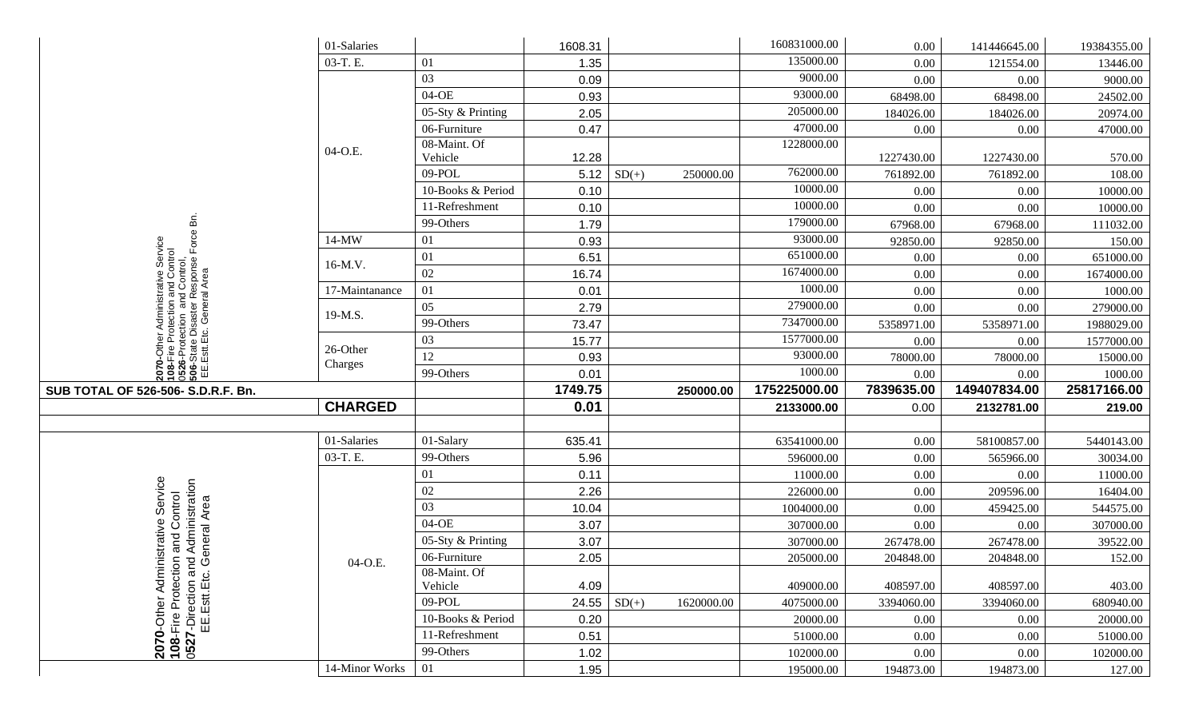| Head of Account | Object Head | Detail Head | Amount | Supplementary | | Total | Col 7 | Col 8 | Col 9 |
|---|---|---|---|---|---|---|---|---|---|
| 2070-Other Administrative Service 108-Fire Protection and Control 0526-Protection and Control, 506-State Disaster Response Force Bn. EE.Estt.Etc. General Area | 01-Salaries | | 1608.31 | | | 160831000.00 | 0.00 | 141446645.00 | 19384355.00 |
| | 03-T. E. | 01 | 1.35 | | | 135000.00 | 0.00 | 121554.00 | 13446.00 |
| | 04-O.E. | 03 | 0.09 | | | 9000.00 | 0.00 | 0.00 | 9000.00 |
| | | 04-OE | 0.93 | | | 93000.00 | 68498.00 | 68498.00 | 24502.00 |
| | | 05-Sty & Printing | 2.05 | | | 205000.00 | 184026.00 | 184026.00 | 20974.00 |
| | | 06-Furniture | 0.47 | | | 47000.00 | 0.00 | 0.00 | 47000.00 |
| | | 08-Maint. Of Vehicle | 12.28 | | | 1228000.00 | 1227430.00 | 1227430.00 | 570.00 |
| | | 09-POL | 5.12 | SD(+) | 250000.00 | 762000.00 | 761892.00 | 761892.00 | 108.00 |
| | | 10-Books & Period | 0.10 | | | 10000.00 | 0.00 | 0.00 | 10000.00 |
| | | 11-Refreshment | 0.10 | | | 10000.00 | 0.00 | 0.00 | 10000.00 |
| | | 99-Others | 1.79 | | | 179000.00 | 67968.00 | 67968.00 | 111032.00 |
| | 14-MW | 01 | 0.93 | | | 93000.00 | 92850.00 | 92850.00 | 150.00 |
| | 16-M.V. | 01 | 6.51 | | | 651000.00 | 0.00 | 0.00 | 651000.00 |
| | | 02 | 16.74 | | | 1674000.00 | 0.00 | 0.00 | 1674000.00 |
| | 17-Maintanance | 01 | 0.01 | | | 1000.00 | 0.00 | 0.00 | 1000.00 |
| | 19-M.S. | 05 | 2.79 | | | 279000.00 | 0.00 | 0.00 | 279000.00 |
| | | 99-Others | 73.47 | | | 7347000.00 | 5358971.00 | 5358971.00 | 1988029.00 |
| | 26-Other Charges | 03 | 15.77 | | | 1577000.00 | 0.00 | 0.00 | 1577000.00 |
| | | 12 | 0.93 | | | 93000.00 | 78000.00 | 78000.00 | 15000.00 |
| | | 99-Others | 0.01 | | | 1000.00 | 0.00 | 0.00 | 1000.00 |
| **SUB TOTAL OF 526-506- S.D.R.F. Bn.** | | | **1749.75** | | **250000.00** | **175225000.00** | **7839635.00** | **149407834.00** | **25817166.00** |
| | **CHARGED** | | **0.01** | | | **2133000.00** | 0.00 | **2132781.00** | **219.00** |
| | | | | | | | | | |
| 2070-Other Administrative Service 108-Fire Protection and Control 0527-Direction and Administration EE.Estt.Etc. General Area | 01-Salaries | 01-Salary | 635.41 | | | 63541000.00 | 0.00 | 58100857.00 | 5440143.00 |
| | 03-T. E. | 99-Others | 5.96 | | | 596000.00 | 0.00 | 565966.00 | 30034.00 |
| | 04-O.E. | 01 | 0.11 | | | 11000.00 | 0.00 | 0.00 | 11000.00 |
| | | 02 | 2.26 | | | 226000.00 | 0.00 | 209596.00 | 16404.00 |
| | | 03 | 10.04 | | | 1004000.00 | 0.00 | 459425.00 | 544575.00 |
| | | 04-OE | 3.07 | | | 307000.00 | 0.00 | 0.00 | 307000.00 |
| | | 05-Sty & Printing | 3.07 | | | 307000.00 | 267478.00 | 267478.00 | 39522.00 |
| | | 06-Furniture | 2.05 | | | 205000.00 | 204848.00 | 204848.00 | 152.00 |
| | | 08-Maint. Of Vehicle | 4.09 | | | 409000.00 | 408597.00 | 408597.00 | 403.00 |
| | | 09-POL | 24.55 | SD(+) | 1620000.00 | 4075000.00 | 3394060.00 | 3394060.00 | 680940.00 |
| | | 10-Books & Period | 0.20 | | | 20000.00 | 0.00 | 0.00 | 20000.00 |
| | | 11-Refreshment | 0.51 | | | 51000.00 | 0.00 | 0.00 | 51000.00 |
| | | 99-Others | 1.02 | | | 102000.00 | 0.00 | 0.00 | 102000.00 |
| | 14-Minor Works | 01 | 1.95 | | | 195000.00 | 194873.00 | 194873.00 | 127.00 |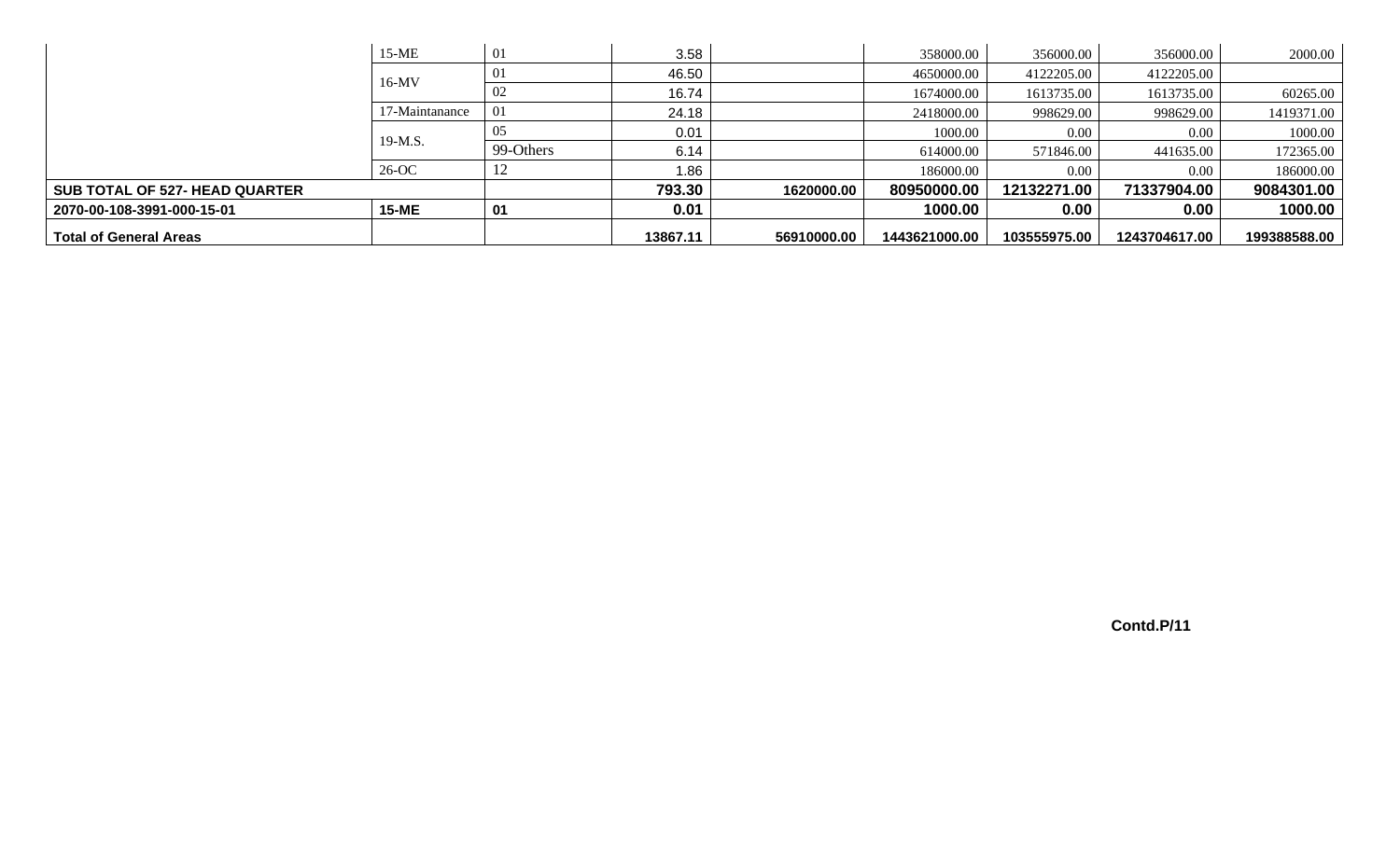| | | | | | | | | |
|---|---|---|---|---|---|---|---|---|
| | 15-ME | 01 | 3.58 | | 358000.00 | 356000.00 | 356000.00 | 2000.00 |
| | 16-MV | 01 | 46.50 | | 4650000.00 | 4122205.00 | 4122205.00 | |
| | | 02 | 16.74 | | 1674000.00 | 1613735.00 | 1613735.00 | 60265.00 |
| | 17-Maintanance | 01 | 24.18 | | 2418000.00 | 998629.00 | 998629.00 | 1419371.00 |
| | 19-M.S. | 05 | 0.01 | | 1000.00 | 0.00 | 0.00 | 1000.00 |
| | | 99-Others | 6.14 | | 614000.00 | 571846.00 | 441635.00 | 172365.00 |
| | 26-OC | 12 | 1.86 | | 186000.00 | 0.00 | 0.00 | 186000.00 |
| **SUB TOTAL OF 527- HEAD QUARTER** | | | **793.30** | **1620000.00** | **80950000.00** | **12132271.00** | **71337904.00** | **9084301.00** |
| **2070-00-108-3991-000-15-01** | **15-ME** | **01** | **0.01** | | **1000.00** | **0.00** | **0.00** | **1000.00** |
| **Total of General Areas** | | | **13867.11** | **56910000.00** | **1443621000.00** | **103555975.00** | **1243704617.00** | **199388588.00** |

**Contd.P/11**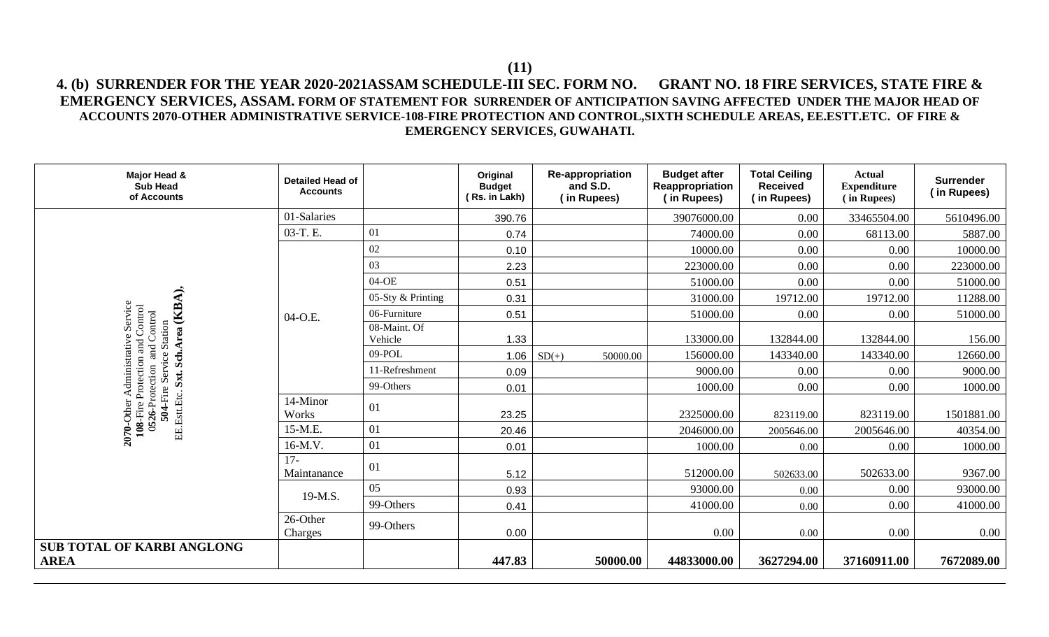## 4. (b) SURRENDER FOR THE YEAR 2020-2021ASSAM SCHEDULE-III SEC. FORM NO. GRANT NO. 18 FIRE SERVICES, STATE FIRE & EMERGENCY SERVICES, ASSAM. FORM OF STATEMENT FOR SURRENDER OF ANTICIPATION SAVING AFFECTED UNDER THE MAJOR HEAD OF ACCOUNTS 2070-OTHER ADMINISTRATIVE SERVICE-108-FIRE PROTECTION AND CONTROL,SIXTH SCHEDULE AREAS, EE.ESTT.ETC. OF FIRE & EMERGENCY SERVICES, GUWAHATI.

| Major Head & Sub Head of Accounts | Detailed Head of Accounts | | Original Budget (Rs. in Lakh) | Re-appropriation and S.D. (in Rupees) | Budget after Reappropriation (in Rupees) | Total Ceiling Received (in Rupees) | Actual Expenditure (in Rupees) | Surrender (in Rupees) |
|---|---|---|---|---|---|---|---|---|
| **2070**-Other Administrative Service **108**-Fire Protection and Control **0526**-Protection and Control **504**-Fire Service Station EE.Estt.Etc. **Sxt. Sch.Area (KBA),** | 01-Salaries | | 390.76 | | 39076000.00 | 0.00 | 33465504.00 | 5610496.00 |
| | 03-T. E. | 01 | 0.74 | | 74000.00 | 0.00 | 68113.00 | 5887.00 |
| | 04-O.E. | 02 | 0.10 | | 10000.00 | 0.00 | 0.00 | 10000.00 |
| | | 03 | 2.23 | | 223000.00 | 0.00 | 0.00 | 223000.00 |
| | | 04-OE | 0.51 | | 51000.00 | 0.00 | 0.00 | 51000.00 |
| | | 05-Sty & Printing | 0.31 | | 31000.00 | 19712.00 | 19712.00 | 11288.00 |
| | | 06-Furniture | 0.51 | | 51000.00 | 0.00 | 0.00 | 51000.00 |
| | | 08-Maint. Of Vehicle | 1.33 | | 133000.00 | 132844.00 | 132844.00 | 156.00 |
| | | 09-POL | 1.06 | SD(+) 50000.00 | 156000.00 | 143340.00 | 143340.00 | 12660.00 |
| | | 11-Refreshment | 0.09 | | 9000.00 | 0.00 | 0.00 | 9000.00 |
| | | 99-Others | 0.01 | | 1000.00 | 0.00 | 0.00 | 1000.00 |
| | 14-Minor Works | 01 | 23.25 | | 2325000.00 | 823119.00 | 823119.00 | 1501881.00 |
| | 15-M.E. | 01 | 20.46 | | 2046000.00 | 2005646.00 | 2005646.00 | 40354.00 |
| | 16-M.V. | 01 | 0.01 | | 1000.00 | 0.00 | 0.00 | 1000.00 |
| | 17-Maintanance | 01 | 5.12 | | 512000.00 | 502633.00 | 502633.00 | 9367.00 |
| | 19-M.S. | 05 | 0.93 | | 93000.00 | 0.00 | 0.00 | 93000.00 |
| | | 99-Others | 0.41 | | 41000.00 | 0.00 | 0.00 | 41000.00 |
| | 26-Other Charges | 99-Others | 0.00 | | 0.00 | 0.00 | 0.00 | 0.00 |
| **SUB TOTAL OF KARBI ANGLONG AREA** | | | **447.83** | **50000.00** | **44833000.00** | **3627294.00** | **37160911.00** | **7672089.00** |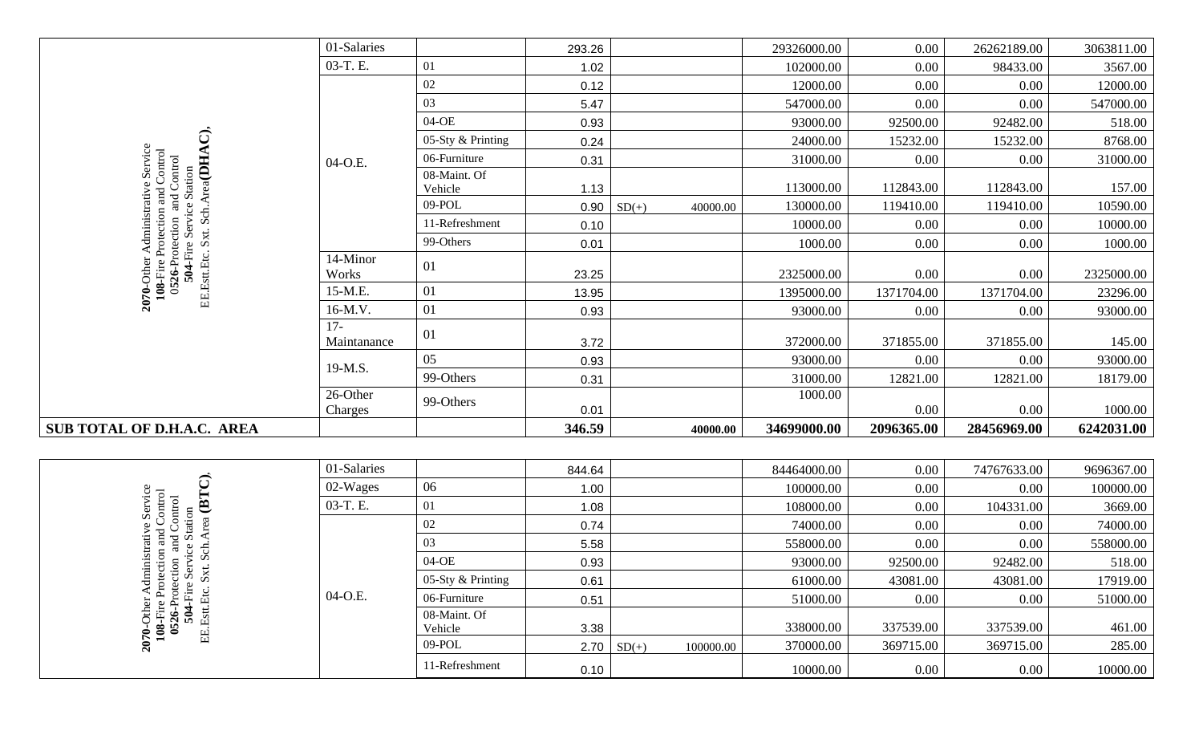| | | | | | | | | | | |
|---|---|---|---|---|---|---|---|---|---|---|
| **2070**-Other Administrative Service **108**-Fire Protection and Control **0526**-Protection and Control **504**-Fire Service Station EE.Estt.Etc. Sxt. Sch.Area**(DHAC)**, | 01-Salaries | | 293.26 | | | 29326000.00 | 0.00 | 26262189.00 | 3063811.00 |
| | 03-T. E. | 01 | 1.02 | | | 102000.00 | 0.00 | 98433.00 | 3567.00 |
| | 04-O.E. | 02 | 0.12 | | | 12000.00 | 0.00 | 0.00 | 12000.00 |
| | | 03 | 5.47 | | | 547000.00 | 0.00 | 0.00 | 547000.00 |
| | | 04-OE | 0.93 | | | 93000.00 | 92500.00 | 92482.00 | 518.00 |
| | | 05-Sty & Printing | 0.24 | | | 24000.00 | 15232.00 | 15232.00 | 8768.00 |
| | | 06-Furniture | 0.31 | | | 31000.00 | 0.00 | 0.00 | 31000.00 |
| | | 08-Maint. Of Vehicle | 1.13 | | | 113000.00 | 112843.00 | 112843.00 | 157.00 |
| | | 09-POL | 0.90 | SD(+) | 40000.00 | 130000.00 | 119410.00 | 119410.00 | 10590.00 |
| | | 11-Refreshment | 0.10 | | | 10000.00 | 0.00 | 0.00 | 10000.00 |
| | | 99-Others | 0.01 | | | 1000.00 | 0.00 | 0.00 | 1000.00 |
| | 14-Minor Works | 01 | 23.25 | | | 2325000.00 | 0.00 | 0.00 | 2325000.00 |
| | 15-M.E. | 01 | 13.95 | | | 1395000.00 | 1371704.00 | 1371704.00 | 23296.00 |
| | 16-M.V. | 01 | 0.93 | | | 93000.00 | 0.00 | 0.00 | 93000.00 |
| | 17-Maintanance | 01 | 3.72 | | | 372000.00 | 371855.00 | 371855.00 | 145.00 |
| | 19-M.S. | 05 | 0.93 | | | 93000.00 | 0.00 | 0.00 | 93000.00 |
| | | 99-Others | 0.31 | | | 31000.00 | 12821.00 | 12821.00 | 18179.00 |
| | 26-Other Charges | 99-Others | 0.01 | | | 1000.00 | 0.00 | 0.00 | 1000.00 |
| **SUB TOTAL OF D.H.A.C. AREA** | | | **346.59** | | **40000.00** | **34699000.00** | **2096365.00** | **28456969.00** | **6242031.00** |

| | | | | | | | | | |
|---|---|---|---|---|---|---|---|---|---|
| **2070**-Other Administrative Service **108**-Fire Protection and Control **0526**-Protection and Control **504**-Fire Service Station EE.Estt.Etc. Sxt. Sch.Area **(BTC)**, | 01-Salaries | | 844.64 | | | 84464000.00 | 0.00 | 74767633.00 | 9696367.00 |
| | 02-Wages | 06 | 1.00 | | | 100000.00 | 0.00 | 0.00 | 100000.00 |
| | 03-T. E. | 01 | 1.08 | | | 108000.00 | 0.00 | 104331.00 | 3669.00 |
| | 04-O.E. | 02 | 0.74 | | | 74000.00 | 0.00 | 0.00 | 74000.00 |
| | | 03 | 5.58 | | | 558000.00 | 0.00 | 0.00 | 558000.00 |
| | | 04-OE | 0.93 | | | 93000.00 | 92500.00 | 92482.00 | 518.00 |
| | | 05-Sty & Printing | 0.61 | | | 61000.00 | 43081.00 | 43081.00 | 17919.00 |
| | | 06-Furniture | 0.51 | | | 51000.00 | 0.00 | 0.00 | 51000.00 |
| | | 08-Maint. Of Vehicle | 3.38 | | | 338000.00 | 337539.00 | 337539.00 | 461.00 |
| | | 09-POL | 2.70 | SD(+) | 100000.00 | 370000.00 | 369715.00 | 369715.00 | 285.00 |
| | | 11-Refreshment | 0.10 | | | 10000.00 | 0.00 | 0.00 | 10000.00 |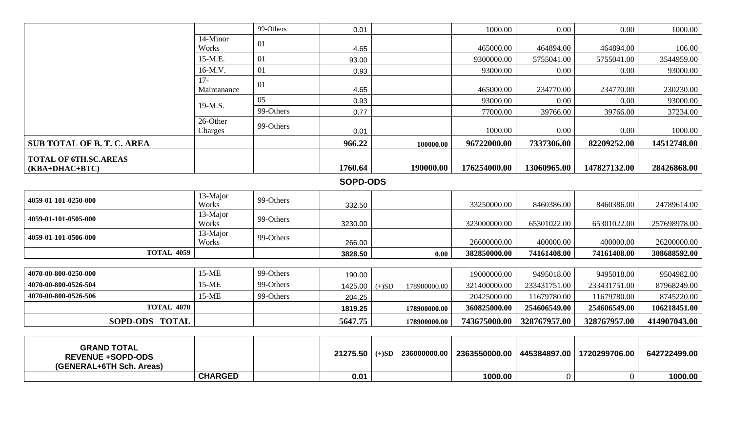| | | 99-Others | 0.01 | | 1000.00 | 0.00 | 0.00 | 1000.00 |
|---|---|---|---|---|---|---|---|---|
| | 14-Minor Works | 01 | 4.65 | | 465000.00 | 464894.00 | 464894.00 | 106.00 |
| | 15-M.E. | 01 | 93.00 | | 9300000.00 | 5755041.00 | 5755041.00 | 3544959.00 |
| | 16-M.V. | 01 | 0.93 | | 93000.00 | 0.00 | 0.00 | 93000.00 |
| | 17-Maintanance | 01 | 4.65 | | 465000.00 | 234770.00 | 234770.00 | 230230.00 |
| | 19-M.S. | 05 | 0.93 | | 93000.00 | 0.00 | 0.00 | 93000.00 |
| | | 99-Others | 0.77 | | 77000.00 | 39766.00 | 39766.00 | 37234.00 |
| | 26-Other Charges | 99-Others | 0.01 | | 1000.00 | 0.00 | 0.00 | 1000.00 |
| **SUB TOTAL OF B. T. C. AREA** | | | **966.22** | **100000.00** | **96722000.00** | **7337306.00** | **82209252.00** | **14512748.00** |
| **TOTAL OF 6TH.SC.AREAS (KBA+DHAC+BTC)** | | | **1760.64** | **190000.00** | **176254000.00** | **13060965.00** | **147827132.00** | **28426868.00** |

**SOPD-ODS**

| | | | | | | | | |
|---|---|---|---|---|---|---|---|---|
| **4059-01-101-0250-000** | 13-Major Works | 99-Others | 332.50 | | 33250000.00 | 8460386.00 | 8460386.00 | 24789614.00 |
| **4059-01-101-0505-000** | 13-Major Works | 99-Others | 3230.00 | | 323000000.00 | 65301022.00 | 65301022.00 | 257698978.00 |
| **4059-01-101-0506-000** | 13-Major Works | 99-Others | 266.00 | | 26600000.00 | 400000.00 | 400000.00 | 26200000.00 |
| **TOTAL 4059** | | | **3828.50** | **0.00** | **382850000.00** | **74161408.00** | **74161408.00** | **308688592.00** |
| **4070-00-800-0250-000** | 15-ME | 99-Others | 190.00 | | 19000000.00 | 9495018.00 | 9495018.00 | 9504982.00 |
| **4070-00-800-0526-504** | 15-ME | 99-Others | 1425.00 | (+)SD 178900000.00 | 321400000.00 | 233431751.00 | 233431751.00 | 87968249.00 |
| **4070-00-800-0526-506** | 15-ME | 99-Others | 204.25 | | 20425000.00 | 11679780.00 | 11679780.00 | 8745220.00 |
| **TOTAL 4070** | | | **1819.25** | **178900000.00** | **360825000.00** | **254606549.00** | **254606549.00** | **106218451.00** |
| **SOPD-ODS TOTAL** | | | **5647.75** | **178900000.00** | **743675000.00** | **328767957.00** | **328767957.00** | **414907043.00** |

| | | | | | | | | |
|---|---|---|---|---|---|---|---|---|
| **GRAND TOTAL REVENUE +SOPD-ODS (GENERAL+6TH Sch. Areas)** | | | **21275.50** | (+)SD **236000000.00** | **2363550000.00** | **445384897.00** | **1720299706.00** | **642722499.00** |
| | **CHARGED** | | **0.01** | | **1000.00** | 0 | 0 | **1000.00** |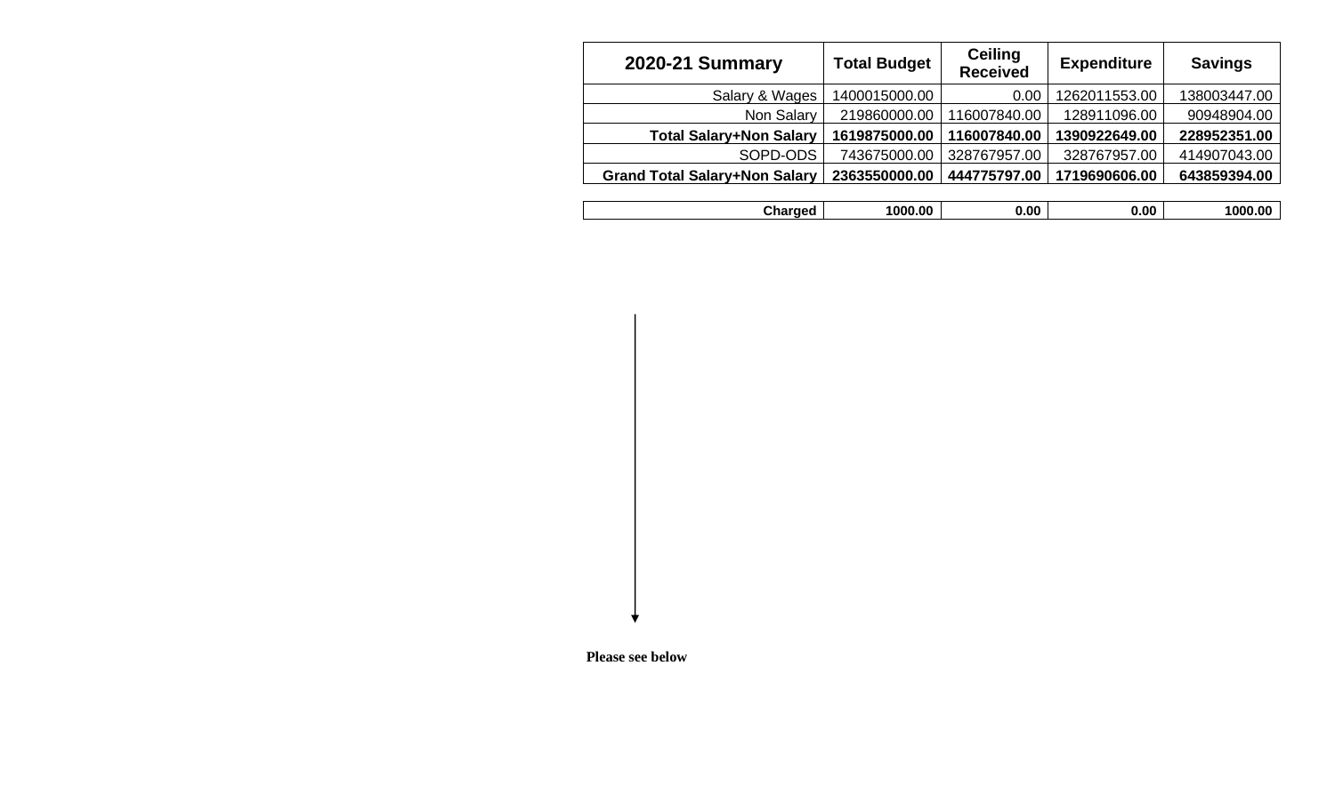| **2020-21 Summary** | **Total Budget** | **Ceiling Received** | **Expenditure** | **Savings** |
|---|---|---|---|---|
| Salary & Wages | 1400015000.00 | 0.00 | 1262011553.00 | 138003447.00 |
| Non Salary | 219860000.00 | 116007840.00 | 128911096.00 | 90948904.00 |
| **Total Salary+Non Salary** | **1619875000.00** | **116007840.00** | **1390922649.00** | **228952351.00** |
| SOPD-ODS | 743675000.00 | 328767957.00 | 328767957.00 | 414907043.00 |
| **Grand Total Salary+Non Salary** | **2363550000.00** | **444775797.00** | **1719690606.00** | **643859394.00** |

| **Charged** | **1000.00** | **0.00** | **0.00** | **1000.00** |
|---|---|---|---|---|

**Please see below**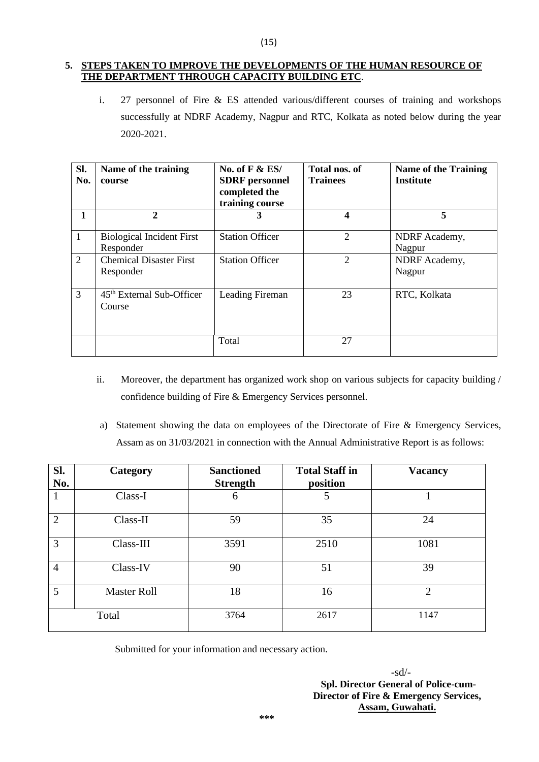## 5. STEPS TAKEN TO IMPROVE THE DEVELOPMENTS OF THE HUMAN RESOURCE OF THE DEPARTMENT THROUGH CAPACITY BUILDING ETC.

i. 27 personnel of Fire & ES attended various/different courses of training and workshops successfully at NDRF Academy, Nagpur and RTC, Kolkata as noted below during the year 2020-2021.

| Sl. No. | Name of the training course | No. of F & ES/ SDRF personnel completed the training course | Total nos. of Trainees | Name of the Training Institute |
|---|---|---|---|---|
| 1 | 2 | 3 | 4 | 5 |
| 1 | Biological Incident First Responder | Station Officer | 2 | NDRF Academy, Nagpur |
| 2 | Chemical Disaster First Responder | Station Officer | 2 | NDRF Academy, Nagpur |
| 3 | 45th External Sub-Officer Course | Leading Fireman | 23 | RTC, Kolkata |
| | | Total | 27 | |

ii. Moreover, the department has organized work shop on various subjects for capacity building / confidence building of Fire & Emergency Services personnel.

a) Statement showing the data on employees of the Directorate of Fire & Emergency Services, Assam as on 31/03/2021 in connection with the Annual Administrative Report is as follows:

| Sl. No. | Category | Sanctioned Strength | Total Staff in position | Vacancy |
|---|---|---|---|---|
| 1 | Class-I | 6 | 5 | 1 |
| 2 | Class-II | 59 | 35 | 24 |
| 3 | Class-III | 3591 | 2510 | 1081 |
| 4 | Class-IV | 90 | 51 | 39 |
| 5 | Master Roll | 18 | 16 | 2 |
| Total | | 3764 | 2617 | 1147 |

Submitted for your information and necessary action.

-sd/-

**Spl. Director General of Police-cum-**
**Director of Fire & Emergency Services,**
**Assam, Guwahati.**

\*\*\*